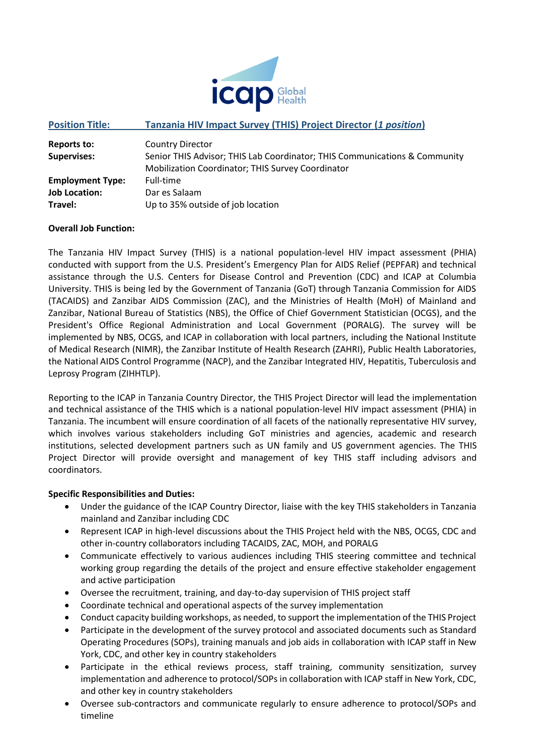**Position Title:** **Tanzania HIV Impact Survey (THIS) Project Director (*1 position*)**

**Reports to:** Country Director
**Supervises:** Senior THIS Advisor; THIS Lab Coordinator; THIS Communications & Community Mobilization Coordinator; THIS Survey Coordinator
**Employment Type:** Full-time
**Job Location:** Dar es Salaam
**Travel:** Up to 35% outside of job location

**Overall Job Function:**

The Tanzania HIV Impact Survey (THIS) is a national population-level HIV impact assessment (PHIA) conducted with support from the U.S. President's Emergency Plan for AIDS Relief (PEPFAR) and technical assistance through the U.S. Centers for Disease Control and Prevention (CDC) and ICAP at Columbia University. THIS is being led by the Government of Tanzania (GoT) through Tanzania Commission for AIDS (TACAIDS) and Zanzibar AIDS Commission (ZAC), and the Ministries of Health (MoH) of Mainland and Zanzibar, National Bureau of Statistics (NBS), the Office of Chief Government Statistician (OCGS), and the President's Office Regional Administration and Local Government (PORALG). The survey will be implemented by NBS, OCGS, and ICAP in collaboration with local partners, including the National Institute of Medical Research (NIMR), the Zanzibar Institute of Health Research (ZAHRI), Public Health Laboratories, the National AIDS Control Programme (NACP), and the Zanzibar Integrated HIV, Hepatitis, Tuberculosis and Leprosy Program (ZIHHTLP).

Reporting to the ICAP in Tanzania Country Director, the THIS Project Director will lead the implementation and technical assistance of the THIS which is a national population-level HIV impact assessment (PHIA) in Tanzania. The incumbent will ensure coordination of all facets of the nationally representative HIV survey, which involves various stakeholders including GoT ministries and agencies, academic and research institutions, selected development partners such as UN family and US government agencies. The THIS Project Director will provide oversight and management of key THIS staff including advisors and coordinators.

**Specific Responsibilities and Duties:**

- Under the guidance of the ICAP Country Director, liaise with the key THIS stakeholders in Tanzania mainland and Zanzibar including CDC
- Represent ICAP in high-level discussions about the THIS Project held with the NBS, OCGS, CDC and other in-country collaborators including TACAIDS, ZAC, MOH, and PORALG
- Communicate effectively to various audiences including THIS steering committee and technical working group regarding the details of the project and ensure effective stakeholder engagement and active participation
- Oversee the recruitment, training, and day-to-day supervision of THIS project staff
- Coordinate technical and operational aspects of the survey implementation
- Conduct capacity building workshops, as needed, to support the implementation of the THIS Project
- Participate in the development of the survey protocol and associated documents such as Standard Operating Procedures (SOPs), training manuals and job aids in collaboration with ICAP staff in New York, CDC, and other key in country stakeholders
- Participate in the ethical reviews process, staff training, community sensitization, survey implementation and adherence to protocol/SOPs in collaboration with ICAP staff in New York, CDC, and other key in country stakeholders
- Oversee sub-contractors and communicate regularly to ensure adherence to protocol/SOPs and timeline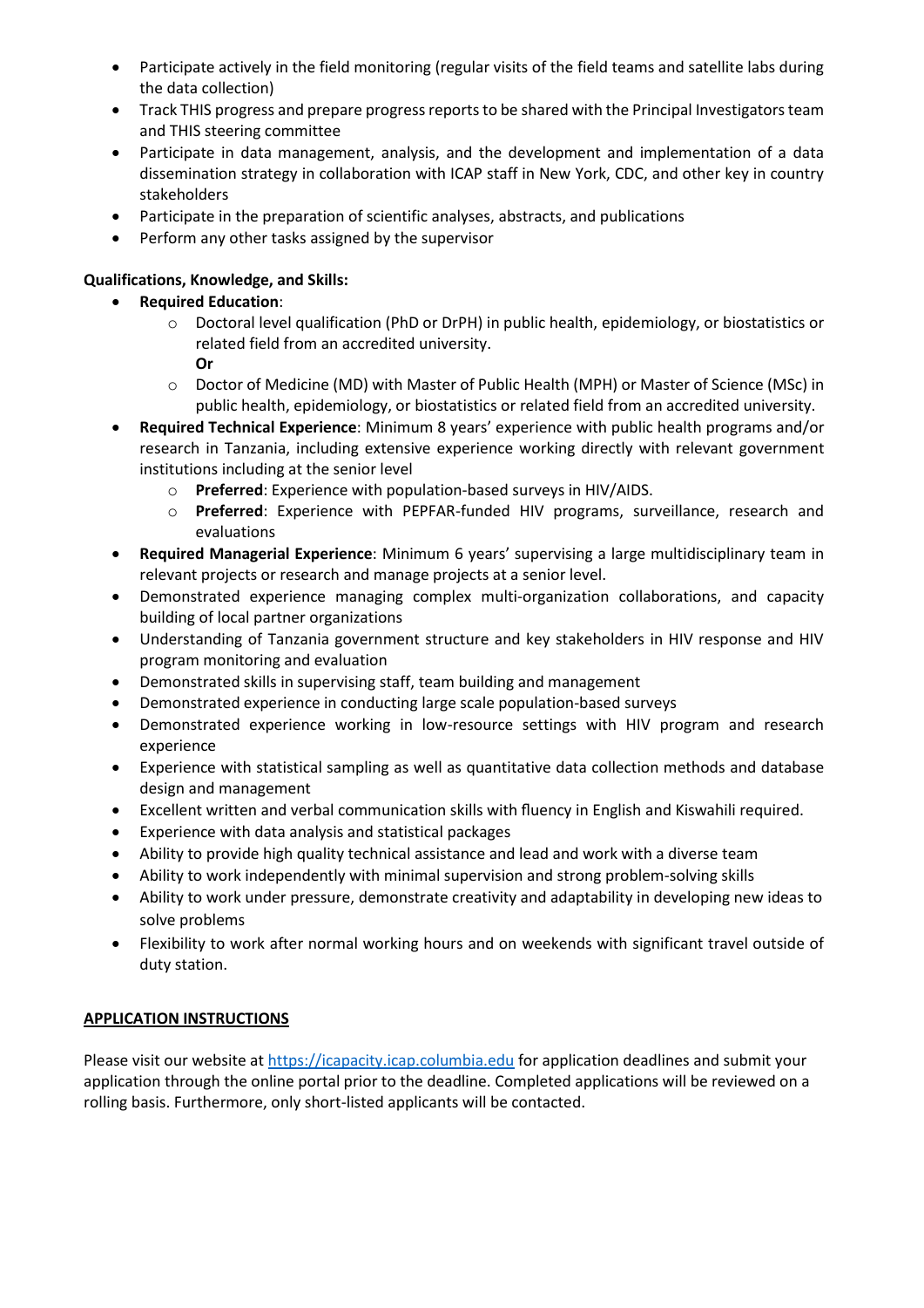- Participate actively in the field monitoring (regular visits of the field teams and satellite labs during the data collection)
- Track THIS progress and prepare progress reports to be shared with the Principal Investigators team and THIS steering committee
- Participate in data management, analysis, and the development and implementation of a data dissemination strategy in collaboration with ICAP staff in New York, CDC, and other key in country stakeholders
- Participate in the preparation of scientific analyses, abstracts, and publications
- Perform any other tasks assigned by the supervisor

**Qualifications, Knowledge, and Skills:**

- **Required Education**:
  - Doctoral level qualification (PhD or DrPH) in public health, epidemiology, or biostatistics or related field from an accredited university.
    **Or**
  - Doctor of Medicine (MD) with Master of Public Health (MPH) or Master of Science (MSc) in public health, epidemiology, or biostatistics or related field from an accredited university.
- **Required Technical Experience**: Minimum 8 years' experience with public health programs and/or research in Tanzania, including extensive experience working directly with relevant government institutions including at the senior level
  - **Preferred**: Experience with population-based surveys in HIV/AIDS.
  - **Preferred**: Experience with PEPFAR-funded HIV programs, surveillance, research and evaluations
- **Required Managerial Experience**: Minimum 6 years' supervising a large multidisciplinary team in relevant projects or research and manage projects at a senior level.
- Demonstrated experience managing complex multi-organization collaborations, and capacity building of local partner organizations
- Understanding of Tanzania government structure and key stakeholders in HIV response and HIV program monitoring and evaluation
- Demonstrated skills in supervising staff, team building and management
- Demonstrated experience in conducting large scale population-based surveys
- Demonstrated experience working in low-resource settings with HIV program and research experience
- Experience with statistical sampling as well as quantitative data collection methods and database design and management
- Excellent written and verbal communication skills with fluency in English and Kiswahili required.
- Experience with data analysis and statistical packages
- Ability to provide high quality technical assistance and lead and work with a diverse team
- Ability to work independently with minimal supervision and strong problem-solving skills
- Ability to work under pressure, demonstrate creativity and adaptability in developing new ideas to solve problems
- Flexibility to work after normal working hours and on weekends with significant travel outside of duty station.

**APPLICATION INSTRUCTIONS**

Please visit our website at https://icapacity.icap.columbia.edu for application deadlines and submit your application through the online portal prior to the deadline. Completed applications will be reviewed on a rolling basis. Furthermore, only short-listed applicants will be contacted.